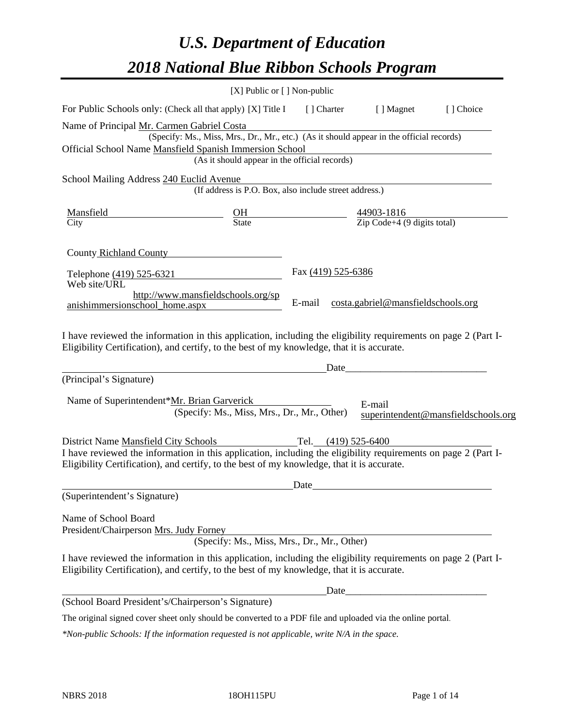# U.S. Department of Education
# 2018 National Blue Ribbon Schools Program

[X] Public or [ ] Non-public

For Public Schools only: (Check all that apply) [X] Title I [ ] Charter [ ] Magnet [ ] Choice

Name of Principal Mr. Carmen Gabriel Costa
(Specify: Ms., Miss, Mrs., Dr., Mr., etc.) (As it should appear in the official records)

Official School Name Mansfield Spanish Immersion School
(As it should appear in the official records)

School Mailing Address 240 Euclid Avenue
(If address is P.O. Box, also include street address.)

| Mansfield | OH | 44903-1816 |
|---|---|---|
| City | State | Zip Code+4 (9 digits total) |

County Richland County

Telephone (419) 525-6321 Fax (419) 525-6386

Web site/URL http://www.mansfieldschools.org/spanishimmersionschool_home.aspx E-mail costa.gabriel@mansfieldschools.org

I have reviewed the information in this application, including the eligibility requirements on page 2 (Part I-Eligibility Certification), and certify, to the best of my knowledge, that it is accurate.

_______________________________________ Date_______________________

(Principal's Signature)

Name of Superintendent*Mr. Brian Garverick E-mail superintendent@mansfieldschools.org
(Specify: Ms., Miss, Mrs., Dr., Mr., Other)

District Name Mansfield City Schools Tel. (419) 525-6400

I have reviewed the information in this application, including the eligibility requirements on page 2 (Part I-Eligibility Certification), and certify, to the best of my knowledge, that it is accurate.

_______________________________________ Date_______________________

(Superintendent's Signature)

Name of School Board
President/Chairperson Mrs. Judy Forney
(Specify: Ms., Miss, Mrs., Dr., Mr., Other)

I have reviewed the information in this application, including the eligibility requirements on page 2 (Part I-Eligibility Certification), and certify, to the best of my knowledge, that it is accurate.

_______________________________________ Date_______________________

(School Board President's/Chairperson's Signature)

The original signed cover sheet only should be converted to a PDF file and uploaded via the online portal.

*\*Non-public Schools: If the information requested is not applicable, write N/A in the space.*

NBRS 2018 18OH115PU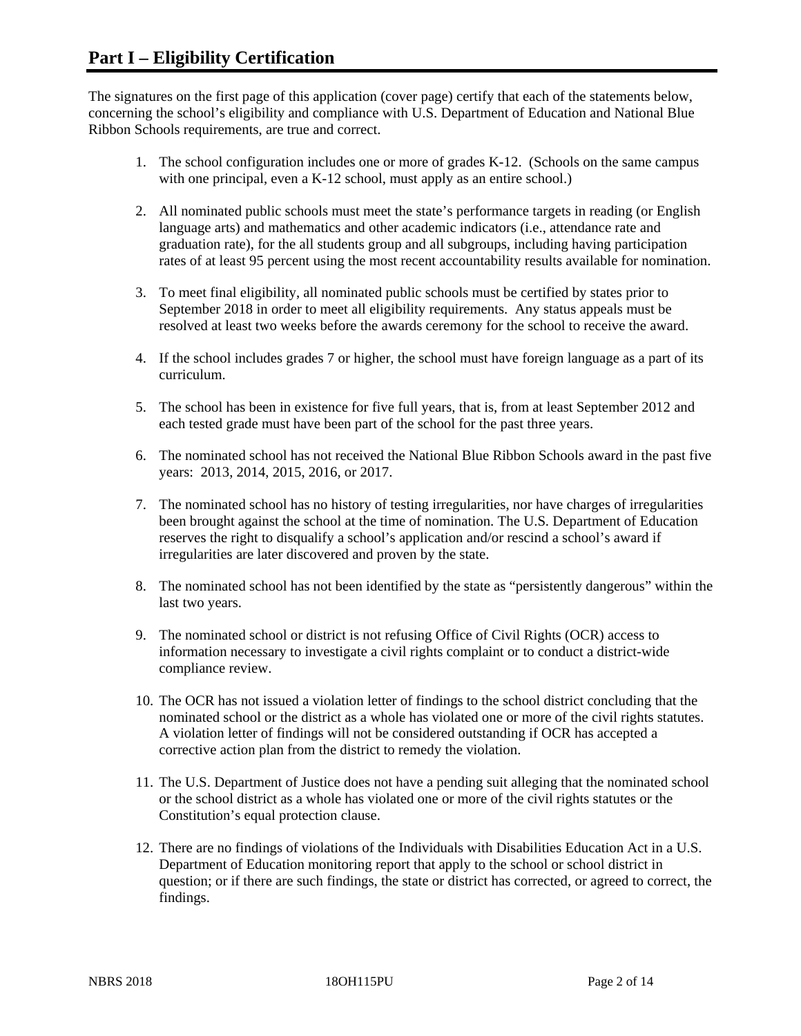# Part I – Eligibility Certification

The signatures on the first page of this application (cover page) certify that each of the statements below, concerning the school's eligibility and compliance with U.S. Department of Education and National Blue Ribbon Schools requirements, are true and correct.

1. The school configuration includes one or more of grades K-12. (Schools on the same campus with one principal, even a K-12 school, must apply as an entire school.)

2. All nominated public schools must meet the state's performance targets in reading (or English language arts) and mathematics and other academic indicators (i.e., attendance rate and graduation rate), for the all students group and all subgroups, including having participation rates of at least 95 percent using the most recent accountability results available for nomination.

3. To meet final eligibility, all nominated public schools must be certified by states prior to September 2018 in order to meet all eligibility requirements. Any status appeals must be resolved at least two weeks before the awards ceremony for the school to receive the award.

4. If the school includes grades 7 or higher, the school must have foreign language as a part of its curriculum.

5. The school has been in existence for five full years, that is, from at least September 2012 and each tested grade must have been part of the school for the past three years.

6. The nominated school has not received the National Blue Ribbon Schools award in the past five years: 2013, 2014, 2015, 2016, or 2017.

7. The nominated school has no history of testing irregularities, nor have charges of irregularities been brought against the school at the time of nomination. The U.S. Department of Education reserves the right to disqualify a school's application and/or rescind a school's award if irregularities are later discovered and proven by the state.

8. The nominated school has not been identified by the state as "persistently dangerous" within the last two years.

9. The nominated school or district is not refusing Office of Civil Rights (OCR) access to information necessary to investigate a civil rights complaint or to conduct a district-wide compliance review.

10. The OCR has not issued a violation letter of findings to the school district concluding that the nominated school or the district as a whole has violated one or more of the civil rights statutes. A violation letter of findings will not be considered outstanding if OCR has accepted a corrective action plan from the district to remedy the violation.

11. The U.S. Department of Justice does not have a pending suit alleging that the nominated school or the school district as a whole has violated one or more of the civil rights statutes or the Constitution's equal protection clause.

12. There are no findings of violations of the Individuals with Disabilities Education Act in a U.S. Department of Education monitoring report that apply to the school or school district in question; or if there are such findings, the state or district has corrected, or agreed to correct, the findings.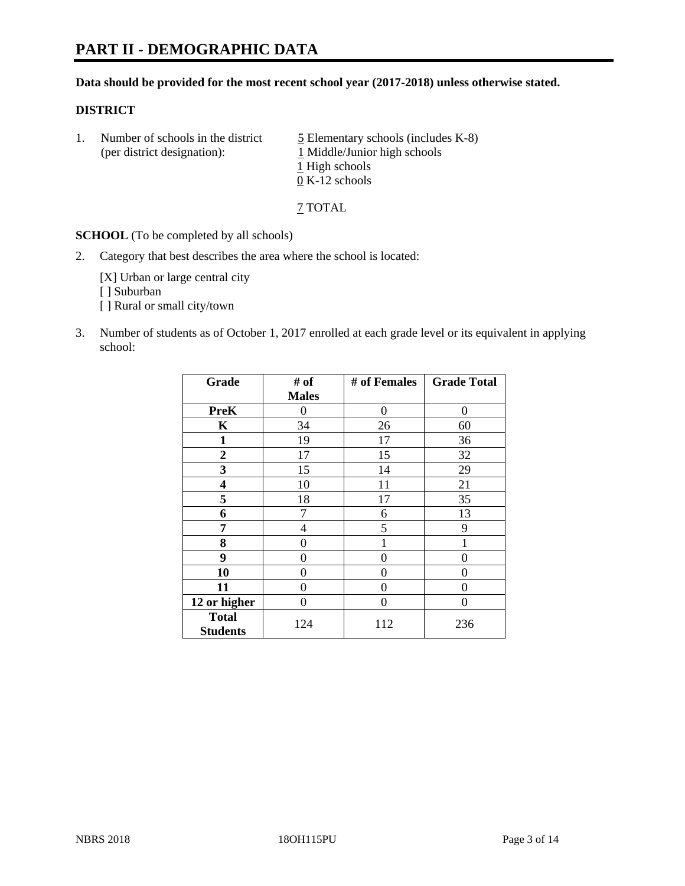# PART II - DEMOGRAPHIC DATA

**Data should be provided for the most recent school year (2017-2018) unless otherwise stated.**

**DISTRICT**

1. Number of schools in the district (per district designation):
   5 Elementary schools (includes K-8)
   1 Middle/Junior high schools
   1 High schools
   0 K-12 schools

   7 TOTAL

**SCHOOL** (To be completed by all schools)

2. Category that best describes the area where the school is located:

   [X] Urban or large central city
   [ ] Suburban
   [ ] Rural or small city/town

3. Number of students as of October 1, 2017 enrolled at each grade level or its equivalent in applying school:

| Grade | # of Males | # of Females | Grade Total |
|---|---|---|---|
| **PreK** | 0 | 0 | 0 |
| **K** | 34 | 26 | 60 |
| **1** | 19 | 17 | 36 |
| **2** | 17 | 15 | 32 |
| **3** | 15 | 14 | 29 |
| **4** | 10 | 11 | 21 |
| **5** | 18 | 17 | 35 |
| **6** | 7 | 6 | 13 |
| **7** | 4 | 5 | 9 |
| **8** | 0 | 1 | 1 |
| **9** | 0 | 0 | 0 |
| **10** | 0 | 0 | 0 |
| **11** | 0 | 0 | 0 |
| **12 or higher** | 0 | 0 | 0 |
| **Total Students** | 124 | 112 | 236 |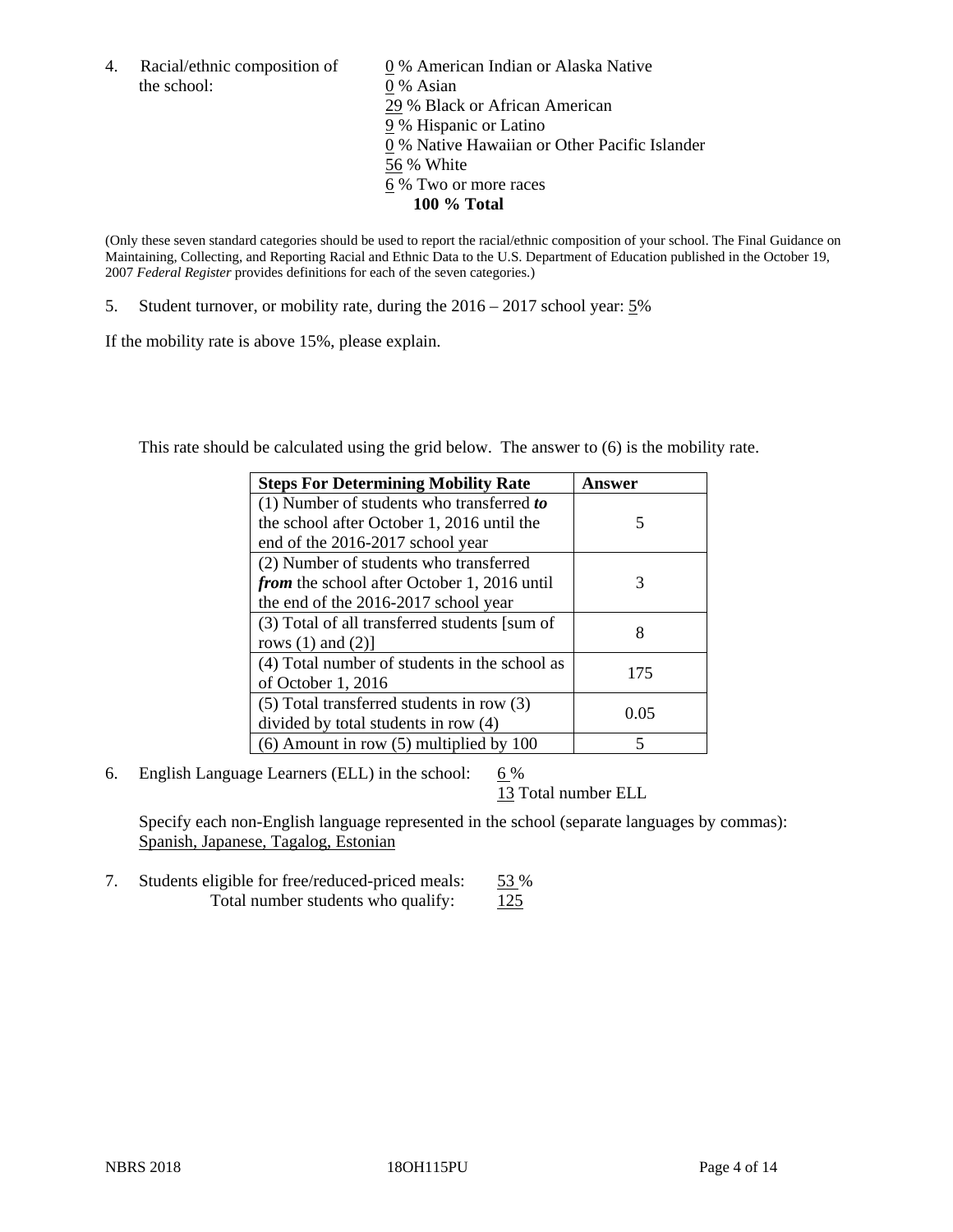4. Racial/ethnic composition of the school:

0 % American Indian or Alaska Native
0 % Asian
29 % Black or African American
9 % Hispanic or Latino
0 % Native Hawaiian or Other Pacific Islander
56 % White
6 % Two or more races
**100 % Total**

(Only these seven standard categories should be used to report the racial/ethnic composition of your school. The Final Guidance on Maintaining, Collecting, and Reporting Racial and Ethnic Data to the U.S. Department of Education published in the October 19, 2007 *Federal Register* provides definitions for each of the seven categories.)

5. Student turnover, or mobility rate, during the 2016 – 2017 school year: 5%

If the mobility rate is above 15%, please explain.

This rate should be calculated using the grid below. The answer to (6) is the mobility rate.

| Steps For Determining Mobility Rate | Answer |
|---|---|
| (1) Number of students who transferred ***to*** the school after October 1, 2016 until the end of the 2016-2017 school year | 5 |
| (2) Number of students who transferred ***from*** the school after October 1, 2016 until the end of the 2016-2017 school year | 3 |
| (3) Total of all transferred students [sum of rows (1) and (2)] | 8 |
| (4) Total number of students in the school as of October 1, 2016 | 175 |
| (5) Total transferred students in row (3) divided by total students in row (4) | 0.05 |
| (6) Amount in row (5) multiplied by 100 | 5 |

6. English Language Learners (ELL) in the school: 6 %
13 Total number ELL

Specify each non-English language represented in the school (separate languages by commas):
Spanish, Japanese, Tagalog, Estonian

7. Students eligible for free/reduced-priced meals: 53 %
Total number students who qualify: 125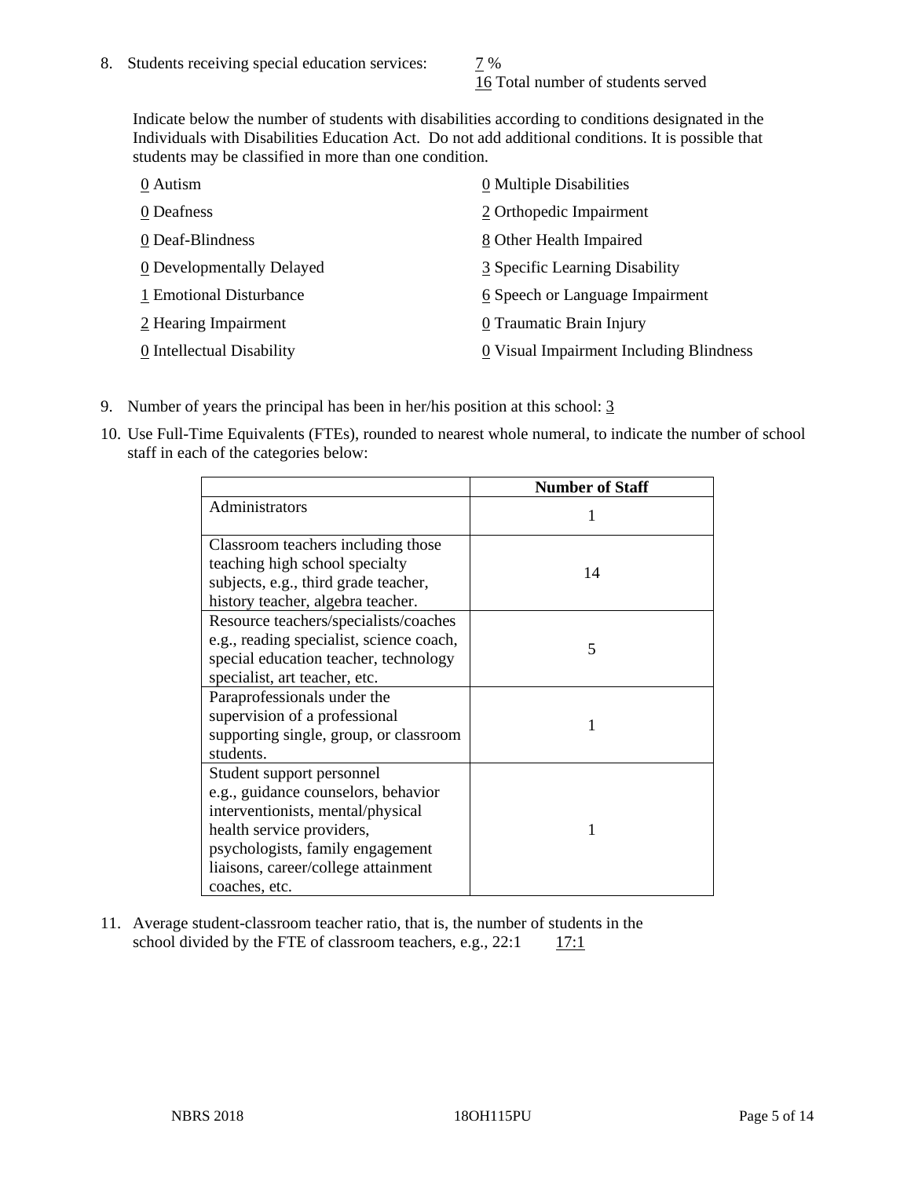8. Students receiving special education services: 7 %
   16 Total number of students served

   Indicate below the number of students with disabilities according to conditions designated in the Individuals with Disabilities Education Act. Do not add additional conditions. It is possible that students may be classified in more than one condition.

   0 Autism
   0 Deafness
   0 Deaf-Blindness
   0 Developmentally Delayed
   1 Emotional Disturbance
   2 Hearing Impairment
   0 Intellectual Disability
   0 Multiple Disabilities
   2 Orthopedic Impairment
   8 Other Health Impaired
   3 Specific Learning Disability
   6 Speech or Language Impairment
   0 Traumatic Brain Injury
   0 Visual Impairment Including Blindness

9. Number of years the principal has been in her/his position at this school: 3

10. Use Full-Time Equivalents (FTEs), rounded to nearest whole numeral, to indicate the number of school staff in each of the categories below:

| | Number of Staff |
|---|---|
| Administrators | 1 |
| Classroom teachers including those teaching high school specialty subjects, e.g., third grade teacher, history teacher, algebra teacher. | 14 |
| Resource teachers/specialists/coaches e.g., reading specialist, science coach, special education teacher, technology specialist, art teacher, etc. | 5 |
| Paraprofessionals under the supervision of a professional supporting single, group, or classroom students. | 1 |
| Student support personnel e.g., guidance counselors, behavior interventionists, mental/physical health service providers, psychologists, family engagement liaisons, career/college attainment coaches, etc. | 1 |

11. Average student-classroom teacher ratio, that is, the number of students in the school divided by the FTE of classroom teachers, e.g., 22:1 17:1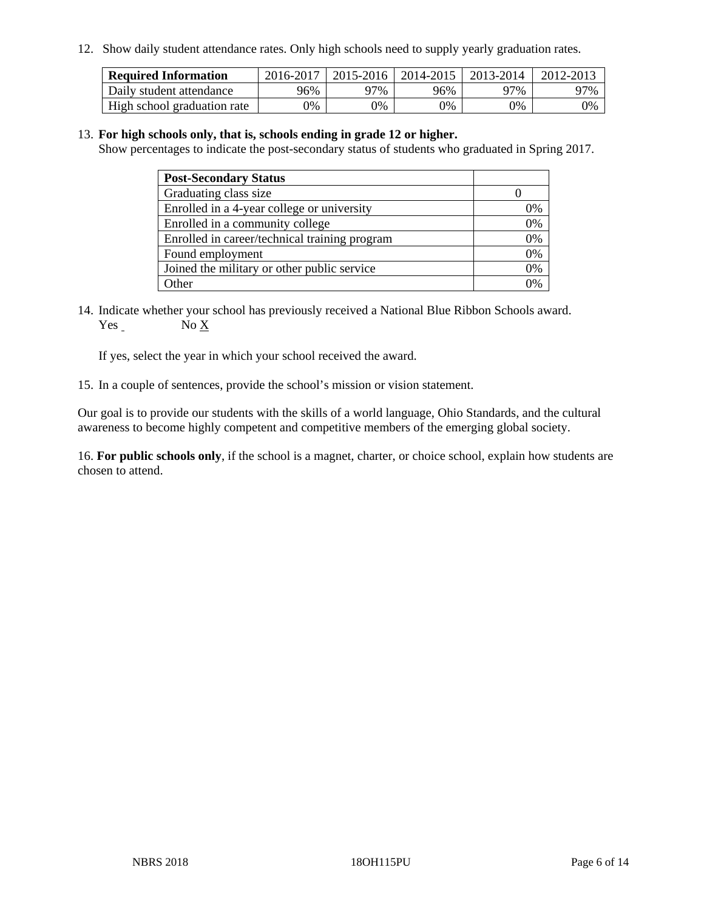12. Show daily student attendance rates. Only high schools need to supply yearly graduation rates.

| Required Information | 2016-2017 | 2015-2016 | 2014-2015 | 2013-2014 | 2012-2013 |
|---|---|---|---|---|---|
| Daily student attendance | 96% | 97% | 96% | 97% | 97% |
| High school graduation rate | 0% | 0% | 0% | 0% | 0% |

13. **For high schools only, that is, schools ending in grade 12 or higher.**
Show percentages to indicate the post-secondary status of students who graduated in Spring 2017.

| Post-Secondary Status | |
|---|---|
| Graduating class size | 0 |
| Enrolled in a 4-year college or university | 0% |
| Enrolled in a community college | 0% |
| Enrolled in career/technical training program | 0% |
| Found employment | 0% |
| Joined the military or other public service | 0% |
| Other | 0% |

14. Indicate whether your school has previously received a National Blue Ribbon Schools award.
Yes ___ No X

If yes, select the year in which your school received the award.

15. In a couple of sentences, provide the school's mission or vision statement.

Our goal is to provide our students with the skills of a world language, Ohio Standards, and the cultural awareness to become highly competent and competitive members of the emerging global society.

16. **For public schools only**, if the school is a magnet, charter, or choice school, explain how students are chosen to attend.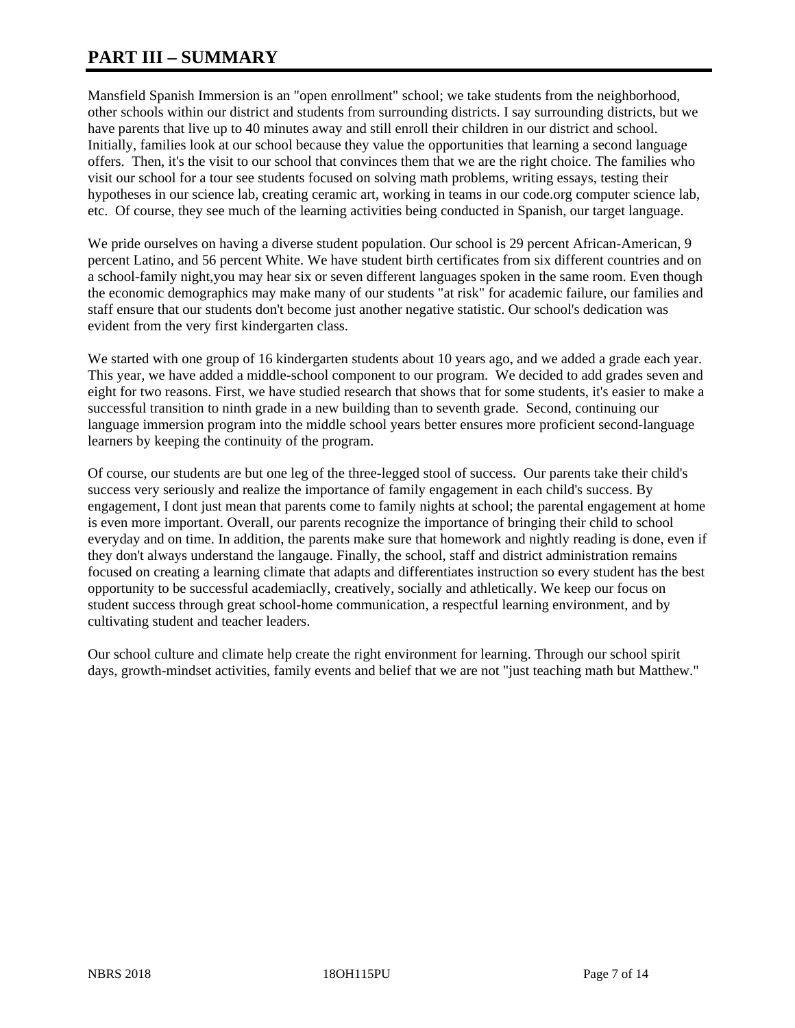# PART III – SUMMARY

Mansfield Spanish Immersion is an "open enrollment" school; we take students from the neighborhood, other schools within our district and students from surrounding districts. I say surrounding districts, but we have parents that live up to 40 minutes away and still enroll their children in our district and school. Initially, families look at our school because they value the opportunities that learning a second language offers. Then, it's the visit to our school that convinces them that we are the right choice. The families who visit our school for a tour see students focused on solving math problems, writing essays, testing their hypotheses in our science lab, creating ceramic art, working in teams in our code.org computer science lab, etc. Of course, they see much of the learning activities being conducted in Spanish, our target language.

We pride ourselves on having a diverse student population. Our school is 29 percent African-American, 9 percent Latino, and 56 percent White. We have student birth certificates from six different countries and on a school-family night,you may hear six or seven different languages spoken in the same room. Even though the economic demographics may make many of our students "at risk" for academic failure, our families and staff ensure that our students don't become just another negative statistic. Our school's dedication was evident from the very first kindergarten class.

We started with one group of 16 kindergarten students about 10 years ago, and we added a grade each year. This year, we have added a middle-school component to our program. We decided to add grades seven and eight for two reasons. First, we have studied research that shows that for some students, it's easier to make a successful transition to ninth grade in a new building than to seventh grade. Second, continuing our language immersion program into the middle school years better ensures more proficient second-language learners by keeping the continuity of the program.

Of course, our students are but one leg of the three-legged stool of success. Our parents take their child's success very seriously and realize the importance of family engagement in each child's success. By engagement, I dont just mean that parents come to family nights at school; the parental engagement at home is even more important. Overall, our parents recognize the importance of bringing their child to school everyday and on time. In addition, the parents make sure that homework and nightly reading is done, even if they don't always understand the langauge. Finally, the school, staff and district administration remains focused on creating a learning climate that adapts and differentiates instruction so every student has the best opportunity to be successful academiaclly, creatively, socially and athletically. We keep our focus on student success through great school-home communication, a respectful learning environment, and by cultivating student and teacher leaders.

Our school culture and climate help create the right environment for learning. Through our school spirit days, growth-mindset activities, family events and belief that we are not "just teaching math but Matthew."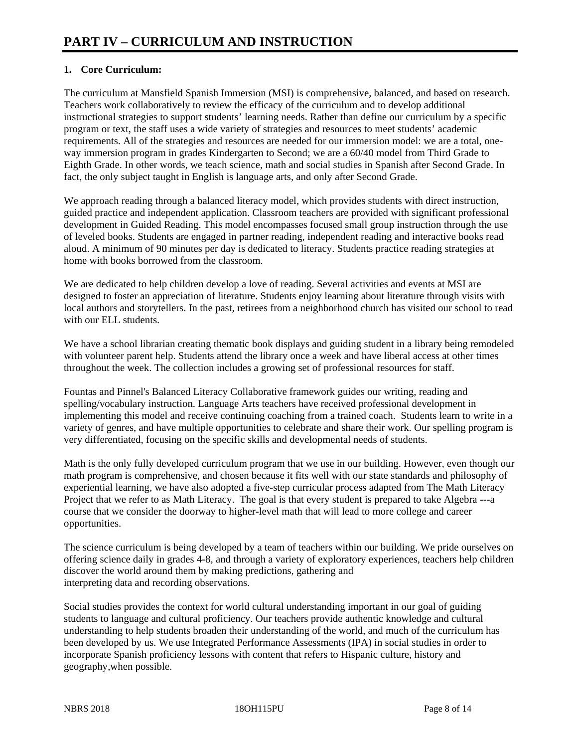# PART IV – CURRICULUM AND INSTRUCTION

## 1. Core Curriculum:

The curriculum at Mansfield Spanish Immersion (MSI) is comprehensive, balanced, and based on research. Teachers work collaboratively to review the efficacy of the curriculum and to develop additional instructional strategies to support students' learning needs. Rather than define our curriculum by a specific program or text, the staff uses a wide variety of strategies and resources to meet students' academic requirements. All of the strategies and resources are needed for our immersion model: we are a total, one-way immersion program in grades Kindergarten to Second; we are a 60/40 model from Third Grade to Eighth Grade. In other words, we teach science, math and social studies in Spanish after Second Grade. In fact, the only subject taught in English is language arts, and only after Second Grade.

We approach reading through a balanced literacy model, which provides students with direct instruction, guided practice and independent application. Classroom teachers are provided with significant professional development in Guided Reading. This model encompasses focused small group instruction through the use of leveled books. Students are engaged in partner reading, independent reading and interactive books read aloud. A minimum of 90 minutes per day is dedicated to literacy. Students practice reading strategies at home with books borrowed from the classroom.

We are dedicated to help children develop a love of reading. Several activities and events at MSI are designed to foster an appreciation of literature. Students enjoy learning about literature through visits with local authors and storytellers. In the past, retirees from a neighborhood church has visited our school to read with our ELL students.

We have a school librarian creating thematic book displays and guiding student in a library being remodeled with volunteer parent help. Students attend the library once a week and have liberal access at other times throughout the week. The collection includes a growing set of professional resources for staff.

Fountas and Pinnel's Balanced Literacy Collaborative framework guides our writing, reading and spelling/vocabulary instruction. Language Arts teachers have received professional development in implementing this model and receive continuing coaching from a trained coach. Students learn to write in a variety of genres, and have multiple opportunities to celebrate and share their work. Our spelling program is very differentiated, focusing on the specific skills and developmental needs of students.

Math is the only fully developed curriculum program that we use in our building. However, even though our math program is comprehensive, and chosen because it fits well with our state standards and philosophy of experiential learning, we have also adopted a five-step curricular process adapted from The Math Literacy Project that we refer to as Math Literacy. The goal is that every student is prepared to take Algebra ---a course that we consider the doorway to higher-level math that will lead to more college and career opportunities.

The science curriculum is being developed by a team of teachers within our building. We pride ourselves on offering science daily in grades 4-8, and through a variety of exploratory experiences, teachers help children discover the world around them by making predictions, gathering and interpreting data and recording observations.

Social studies provides the context for world cultural understanding important in our goal of guiding students to language and cultural proficiency. Our teachers provide authentic knowledge and cultural understanding to help students broaden their understanding of the world, and much of the curriculum has been developed by us. We use Integrated Performance Assessments (IPA) in social studies in order to incorporate Spanish proficiency lessons with content that refers to Hispanic culture, history and geography,when possible.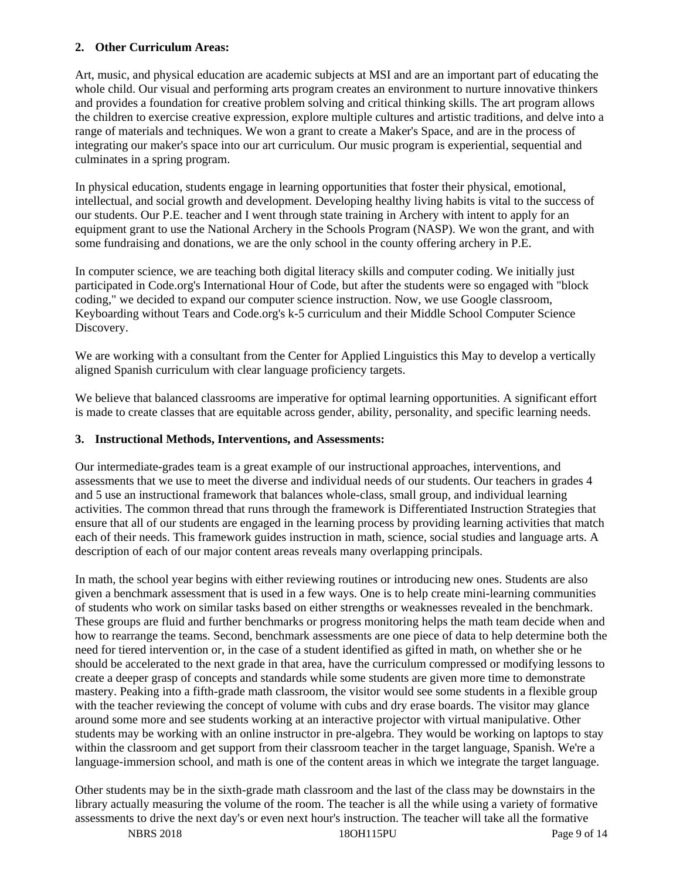**2. Other Curriculum Areas:**

Art, music, and physical education are academic subjects at MSI and are an important part of educating the whole child. Our visual and performing arts program creates an environment to nurture innovative thinkers and provides a foundation for creative problem solving and critical thinking skills. The art program allows the children to exercise creative expression, explore multiple cultures and artistic traditions, and delve into a range of materials and techniques. We won a grant to create a Maker's Space, and are in the process of integrating our maker's space into our art curriculum. Our music program is experiential, sequential and culminates in a spring program.

In physical education, students engage in learning opportunities that foster their physical, emotional, intellectual, and social growth and development. Developing healthy living habits is vital to the success of our students. Our P.E. teacher and I went through state training in Archery with intent to apply for an equipment grant to use the National Archery in the Schools Program (NASP). We won the grant, and with some fundraising and donations, we are the only school in the county offering archery in P.E.

In computer science, we are teaching both digital literacy skills and computer coding. We initially just participated in Code.org's International Hour of Code, but after the students were so engaged with "block coding," we decided to expand our computer science instruction. Now, we use Google classroom, Keyboarding without Tears and Code.org's k-5 curriculum and their Middle School Computer Science Discovery.

We are working with a consultant from the Center for Applied Linguistics this May to develop a vertically aligned Spanish curriculum with clear language proficiency targets.

We believe that balanced classrooms are imperative for optimal learning opportunities. A significant effort is made to create classes that are equitable across gender, ability, personality, and specific learning needs.

**3. Instructional Methods, Interventions, and Assessments:**

Our intermediate-grades team is a great example of our instructional approaches, interventions, and assessments that we use to meet the diverse and individual needs of our students. Our teachers in grades 4 and 5 use an instructional framework that balances whole-class, small group, and individual learning activities. The common thread that runs through the framework is Differentiated Instruction Strategies that ensure that all of our students are engaged in the learning process by providing learning activities that match each of their needs. This framework guides instruction in math, science, social studies and language arts. A description of each of our major content areas reveals many overlapping principals.

In math, the school year begins with either reviewing routines or introducing new ones. Students are also given a benchmark assessment that is used in a few ways. One is to help create mini-learning communities of students who work on similar tasks based on either strengths or weaknesses revealed in the benchmark. These groups are fluid and further benchmarks or progress monitoring helps the math team decide when and how to rearrange the teams. Second, benchmark assessments are one piece of data to help determine both the need for tiered intervention or, in the case of a student identified as gifted in math, on whether she or he should be accelerated to the next grade in that area, have the curriculum compressed or modifying lessons to create a deeper grasp of concepts and standards while some students are given more time to demonstrate mastery. Peaking into a fifth-grade math classroom, the visitor would see some students in a flexible group with the teacher reviewing the concept of volume with cubs and dry erase boards. The visitor may glance around some more and see students working at an interactive projector with virtual manipulative. Other students may be working with an online instructor in pre-algebra. They would be working on laptops to stay within the classroom and get support from their classroom teacher in the target language, Spanish. We're a language-immersion school, and math is one of the content areas in which we integrate the target language.

Other students may be in the sixth-grade math classroom and the last of the class may be downstairs in the library actually measuring the volume of the room. The teacher is all the while using a variety of formative assessments to drive the next day's or even next hour's instruction. The teacher will take all the formative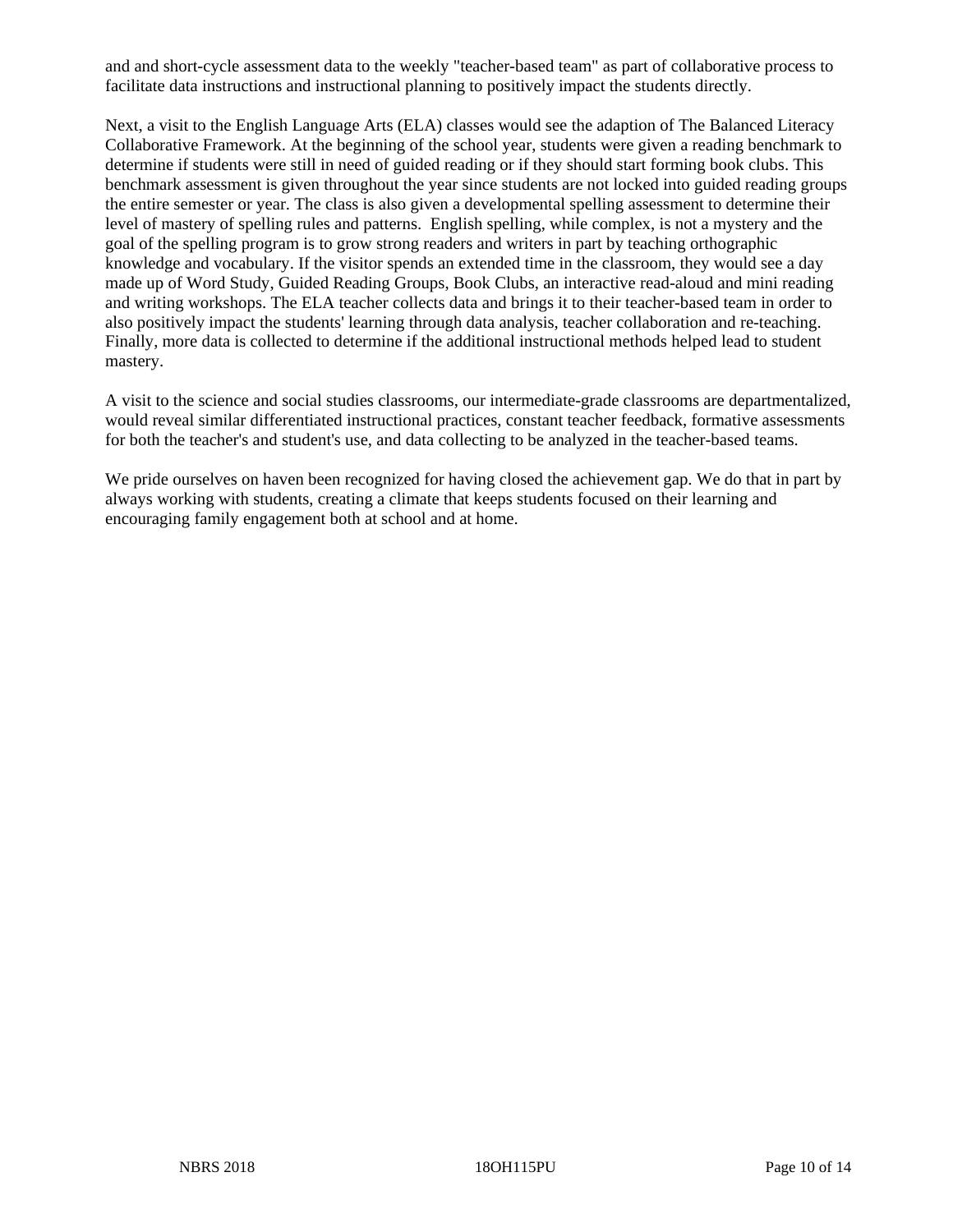and and short-cycle assessment data to the weekly "teacher-based team" as part of collaborative process to facilitate data instructions and instructional planning to positively impact the students directly.

Next, a visit to the English Language Arts (ELA) classes would see the adaption of The Balanced Literacy Collaborative Framework. At the beginning of the school year, students were given a reading benchmark to determine if students were still in need of guided reading or if they should start forming book clubs. This benchmark assessment is given throughout the year since students are not locked into guided reading groups the entire semester or year. The class is also given a developmental spelling assessment to determine their level of mastery of spelling rules and patterns. English spelling, while complex, is not a mystery and the goal of the spelling program is to grow strong readers and writers in part by teaching orthographic knowledge and vocabulary. If the visitor spends an extended time in the classroom, they would see a day made up of Word Study, Guided Reading Groups, Book Clubs, an interactive read-aloud and mini reading and writing workshops. The ELA teacher collects data and brings it to their teacher-based team in order to also positively impact the students' learning through data analysis, teacher collaboration and re-teaching. Finally, more data is collected to determine if the additional instructional methods helped lead to student mastery.

A visit to the science and social studies classrooms, our intermediate-grade classrooms are departmentalized, would reveal similar differentiated instructional practices, constant teacher feedback, formative assessments for both the teacher's and student's use, and data collecting to be analyzed in the teacher-based teams.

We pride ourselves on haven been recognized for having closed the achievement gap. We do that in part by always working with students, creating a climate that keeps students focused on their learning and encouraging family engagement both at school and at home.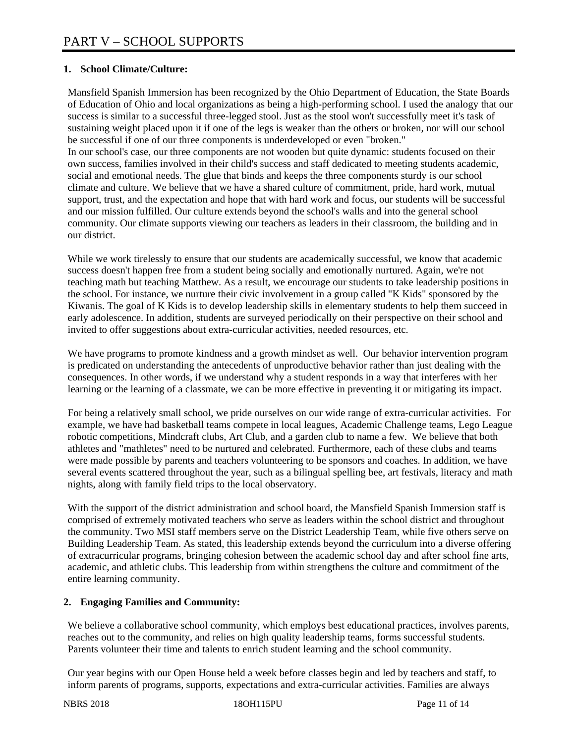# PART V – SCHOOL SUPPORTS

## 1. School Climate/Culture:

Mansfield Spanish Immersion has been recognized by the Ohio Department of Education, the State Boards of Education of Ohio and local organizations as being a high-performing school. I used the analogy that our success is similar to a successful three-legged stool. Just as the stool won't successfully meet it's task of sustaining weight placed upon it if one of the legs is weaker than the others or broken, nor will our school be successful if one of our three components is underdeveloped or even "broken."
In our school's case, our three components are not wooden but quite dynamic: students focused on their own success, families involved in their child's success and staff dedicated to meeting students academic, social and emotional needs. The glue that binds and keeps the three components sturdy is our school climate and culture. We believe that we have a shared culture of commitment, pride, hard work, mutual support, trust, and the expectation and hope that with hard work and focus, our students will be successful and our mission fulfilled. Our culture extends beyond the school's walls and into the general school community. Our climate supports viewing our teachers as leaders in their classroom, the building and in our district.

While we work tirelessly to ensure that our students are academically successful, we know that academic success doesn't happen free from a student being socially and emotionally nurtured. Again, we're not teaching math but teaching Matthew. As a result, we encourage our students to take leadership positions in the school. For instance, we nurture their civic involvement in a group called "K Kids" sponsored by the Kiwanis. The goal of K Kids is to develop leadership skills in elementary students to help them succeed in early adolescence. In addition, students are surveyed periodically on their perspective on their school and invited to offer suggestions about extra-curricular activities, needed resources, etc.

We have programs to promote kindness and a growth mindset as well. Our behavior intervention program is predicated on understanding the antecedents of unproductive behavior rather than just dealing with the consequences. In other words, if we understand why a student responds in a way that interferes with her learning or the learning of a classmate, we can be more effective in preventing it or mitigating its impact.

For being a relatively small school, we pride ourselves on our wide range of extra-curricular activities. For example, we have had basketball teams compete in local leagues, Academic Challenge teams, Lego League robotic competitions, Mindcraft clubs, Art Club, and a garden club to name a few. We believe that both athletes and "mathletes" need to be nurtured and celebrated. Furthermore, each of these clubs and teams were made possible by parents and teachers volunteering to be sponsors and coaches. In addition, we have several events scattered throughout the year, such as a bilingual spelling bee, art festivals, literacy and math nights, along with family field trips to the local observatory.

With the support of the district administration and school board, the Mansfield Spanish Immersion staff is comprised of extremely motivated teachers who serve as leaders within the school district and throughout the community. Two MSI staff members serve on the District Leadership Team, while five others serve on Building Leadership Team. As stated, this leadership extends beyond the curriculum into a diverse offering of extracurricular programs, bringing cohesion between the academic school day and after school fine arts, academic, and athletic clubs. This leadership from within strengthens the culture and commitment of the entire learning community.

## 2. Engaging Families and Community:

We believe a collaborative school community, which employs best educational practices, involves parents, reaches out to the community, and relies on high quality leadership teams, forms successful students. Parents volunteer their time and talents to enrich student learning and the school community.

Our year begins with our Open House held a week before classes begin and led by teachers and staff, to inform parents of programs, supports, expectations and extra-curricular activities. Families are always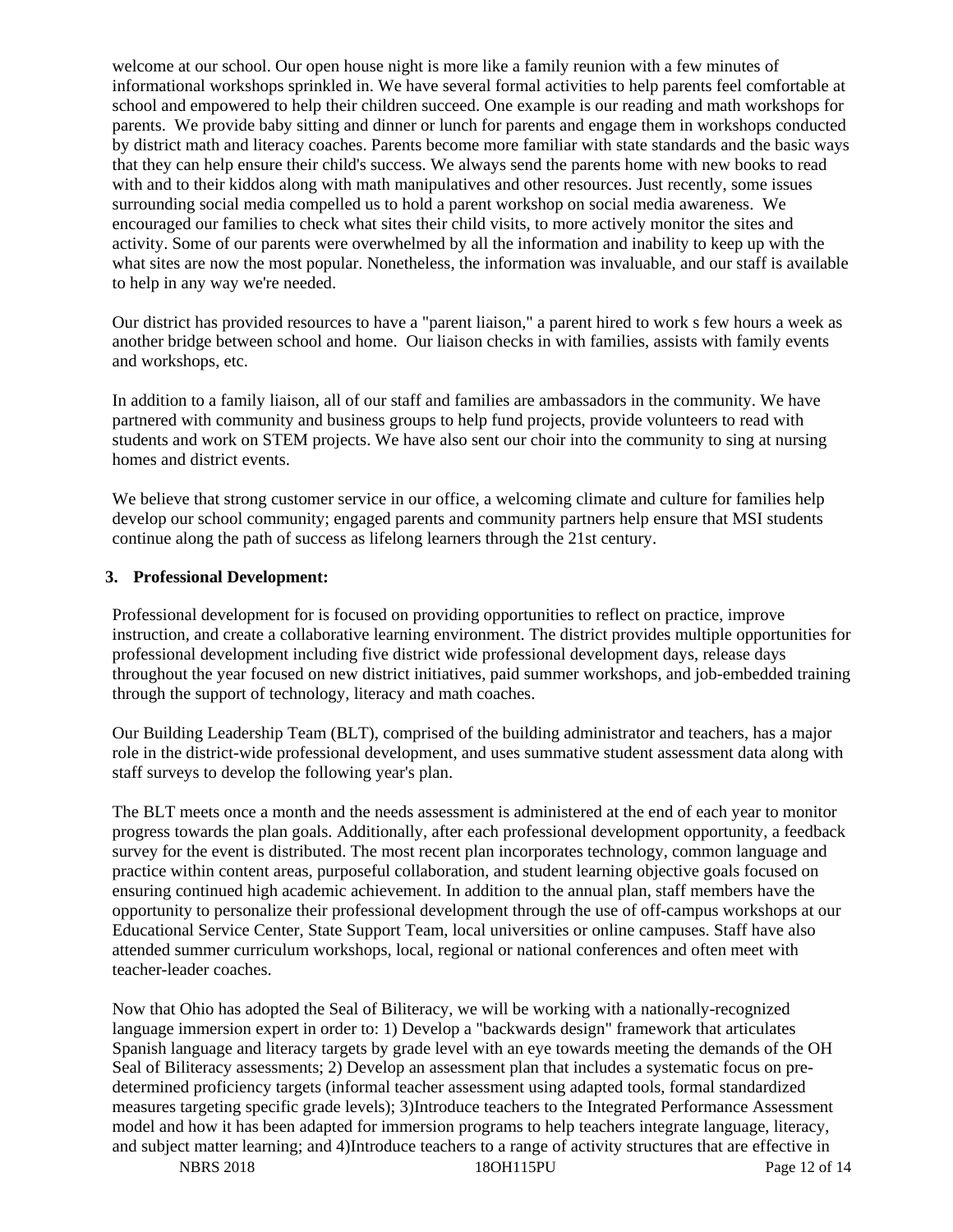welcome at our school. Our open house night is more like a family reunion with a few minutes of informational workshops sprinkled in. We have several formal activities to help parents feel comfortable at school and empowered to help their children succeed. One example is our reading and math workshops for parents. We provide baby sitting and dinner or lunch for parents and engage them in workshops conducted by district math and literacy coaches. Parents become more familiar with state standards and the basic ways that they can help ensure their child's success. We always send the parents home with new books to read with and to their kiddos along with math manipulatives and other resources. Just recently, some issues surrounding social media compelled us to hold a parent workshop on social media awareness. We encouraged our families to check what sites their child visits, to more actively monitor the sites and activity. Some of our parents were overwhelmed by all the information and inability to keep up with the what sites are now the most popular. Nonetheless, the information was invaluable, and our staff is available to help in any way we're needed.

Our district has provided resources to have a "parent liaison," a parent hired to work s few hours a week as another bridge between school and home. Our liaison checks in with families, assists with family events and workshops, etc.

In addition to a family liaison, all of our staff and families are ambassadors in the community. We have partnered with community and business groups to help fund projects, provide volunteers to read with students and work on STEM projects. We have also sent our choir into the community to sing at nursing homes and district events.

We believe that strong customer service in our office, a welcoming climate and culture for families help develop our school community; engaged parents and community partners help ensure that MSI students continue along the path of success as lifelong learners through the 21st century.

**3. Professional Development:**

Professional development for is focused on providing opportunities to reflect on practice, improve instruction, and create a collaborative learning environment. The district provides multiple opportunities for professional development including five district wide professional development days, release days throughout the year focused on new district initiatives, paid summer workshops, and job-embedded training through the support of technology, literacy and math coaches.

Our Building Leadership Team (BLT), comprised of the building administrator and teachers, has a major role in the district-wide professional development, and uses summative student assessment data along with staff surveys to develop the following year's plan.

The BLT meets once a month and the needs assessment is administered at the end of each year to monitor progress towards the plan goals. Additionally, after each professional development opportunity, a feedback survey for the event is distributed. The most recent plan incorporates technology, common language and practice within content areas, purposeful collaboration, and student learning objective goals focused on ensuring continued high academic achievement. In addition to the annual plan, staff members have the opportunity to personalize their professional development through the use of off-campus workshops at our Educational Service Center, State Support Team, local universities or online campuses. Staff have also attended summer curriculum workshops, local, regional or national conferences and often meet with teacher-leader coaches.

Now that Ohio has adopted the Seal of Biliteracy, we will be working with a nationally-recognized language immersion expert in order to: 1) Develop a "backwards design" framework that articulates Spanish language and literacy targets by grade level with an eye towards meeting the demands of the OH Seal of Biliteracy assessments; 2) Develop an assessment plan that includes a systematic focus on pre-determined proficiency targets (informal teacher assessment using adapted tools, formal standardized measures targeting specific grade levels); 3)Introduce teachers to the Integrated Performance Assessment model and how it has been adapted for immersion programs to help teachers integrate language, literacy, and subject matter learning; and 4)Introduce teachers to a range of activity structures that are effective in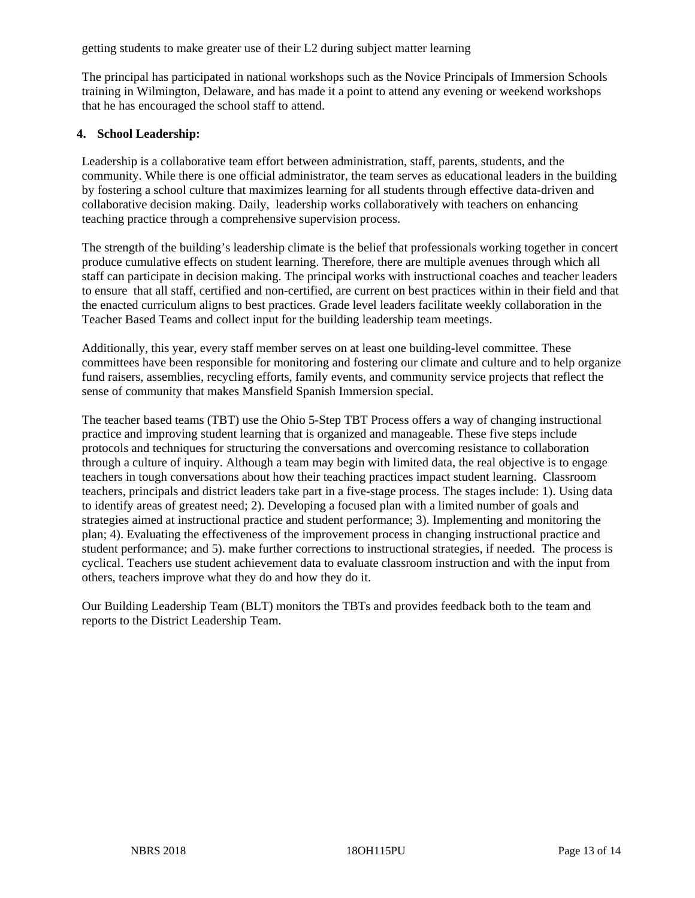getting students to make greater use of their L2 during subject matter learning

The principal has participated in national workshops such as the Novice Principals of Immersion Schools training in Wilmington, Delaware, and has made it a point to attend any evening or weekend workshops that he has encouraged the school staff to attend.

**4. School Leadership:**

Leadership is a collaborative team effort between administration, staff, parents, students, and the community. While there is one official administrator, the team serves as educational leaders in the building by fostering a school culture that maximizes learning for all students through effective data-driven and collaborative decision making. Daily, leadership works collaboratively with teachers on enhancing teaching practice through a comprehensive supervision process.

The strength of the building's leadership climate is the belief that professionals working together in concert produce cumulative effects on student learning. Therefore, there are multiple avenues through which all staff can participate in decision making. The principal works with instructional coaches and teacher leaders to ensure that all staff, certified and non-certified, are current on best practices within in their field and that the enacted curriculum aligns to best practices. Grade level leaders facilitate weekly collaboration in the Teacher Based Teams and collect input for the building leadership team meetings.

Additionally, this year, every staff member serves on at least one building-level committee. These committees have been responsible for monitoring and fostering our climate and culture and to help organize fund raisers, assemblies, recycling efforts, family events, and community service projects that reflect the sense of community that makes Mansfield Spanish Immersion special.

The teacher based teams (TBT) use the Ohio 5-Step TBT Process offers a way of changing instructional practice and improving student learning that is organized and manageable. These five steps include protocols and techniques for structuring the conversations and overcoming resistance to collaboration through a culture of inquiry. Although a team may begin with limited data, the real objective is to engage teachers in tough conversations about how their teaching practices impact student learning. Classroom teachers, principals and district leaders take part in a five-stage process. The stages include: 1). Using data to identify areas of greatest need; 2). Developing a focused plan with a limited number of goals and strategies aimed at instructional practice and student performance; 3). Implementing and monitoring the plan; 4). Evaluating the effectiveness of the improvement process in changing instructional practice and student performance; and 5). make further corrections to instructional strategies, if needed. The process is cyclical. Teachers use student achievement data to evaluate classroom instruction and with the input from others, teachers improve what they do and how they do it.

Our Building Leadership Team (BLT) monitors the TBTs and provides feedback both to the team and reports to the District Leadership Team.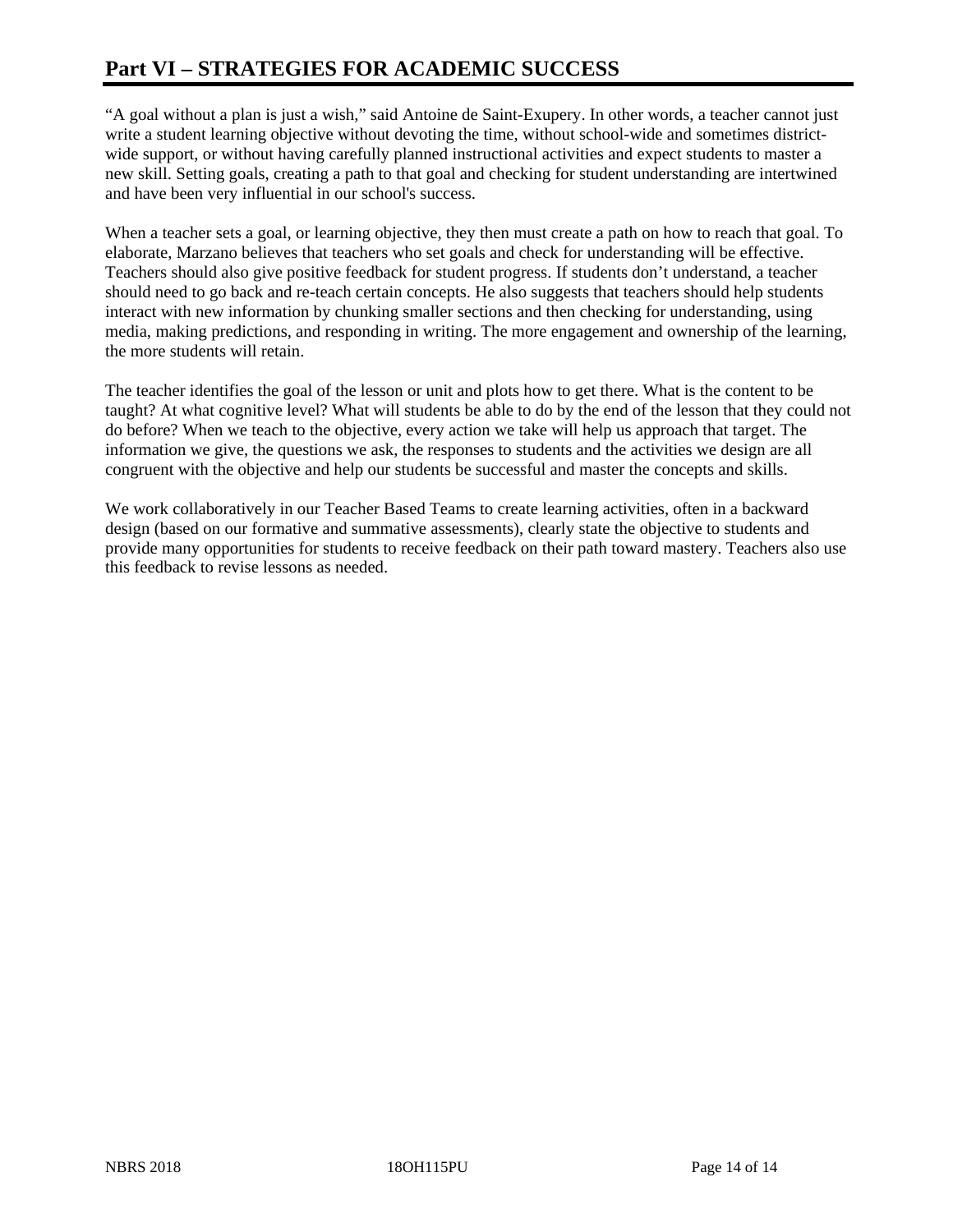# Part VI – STRATEGIES FOR ACADEMIC SUCCESS

"A goal without a plan is just a wish," said Antoine de Saint-Exupery. In other words, a teacher cannot just write a student learning objective without devoting the time, without school-wide and sometimes district-wide support, or without having carefully planned instructional activities and expect students to master a new skill. Setting goals, creating a path to that goal and checking for student understanding are intertwined and have been very influential in our school's success.

When a teacher sets a goal, or learning objective, they then must create a path on how to reach that goal. To elaborate, Marzano believes that teachers who set goals and check for understanding will be effective. Teachers should also give positive feedback for student progress. If students don't understand, a teacher should need to go back and re-teach certain concepts. He also suggests that teachers should help students interact with new information by chunking smaller sections and then checking for understanding, using media, making predictions, and responding in writing. The more engagement and ownership of the learning, the more students will retain.

The teacher identifies the goal of the lesson or unit and plots how to get there. What is the content to be taught? At what cognitive level? What will students be able to do by the end of the lesson that they could not do before? When we teach to the objective, every action we take will help us approach that target. The information we give, the questions we ask, the responses to students and the activities we design are all congruent with the objective and help our students be successful and master the concepts and skills.

We work collaboratively in our Teacher Based Teams to create learning activities, often in a backward design (based on our formative and summative assessments), clearly state the objective to students and provide many opportunities for students to receive feedback on their path toward mastery. Teachers also use this feedback to revise lessons as needed.